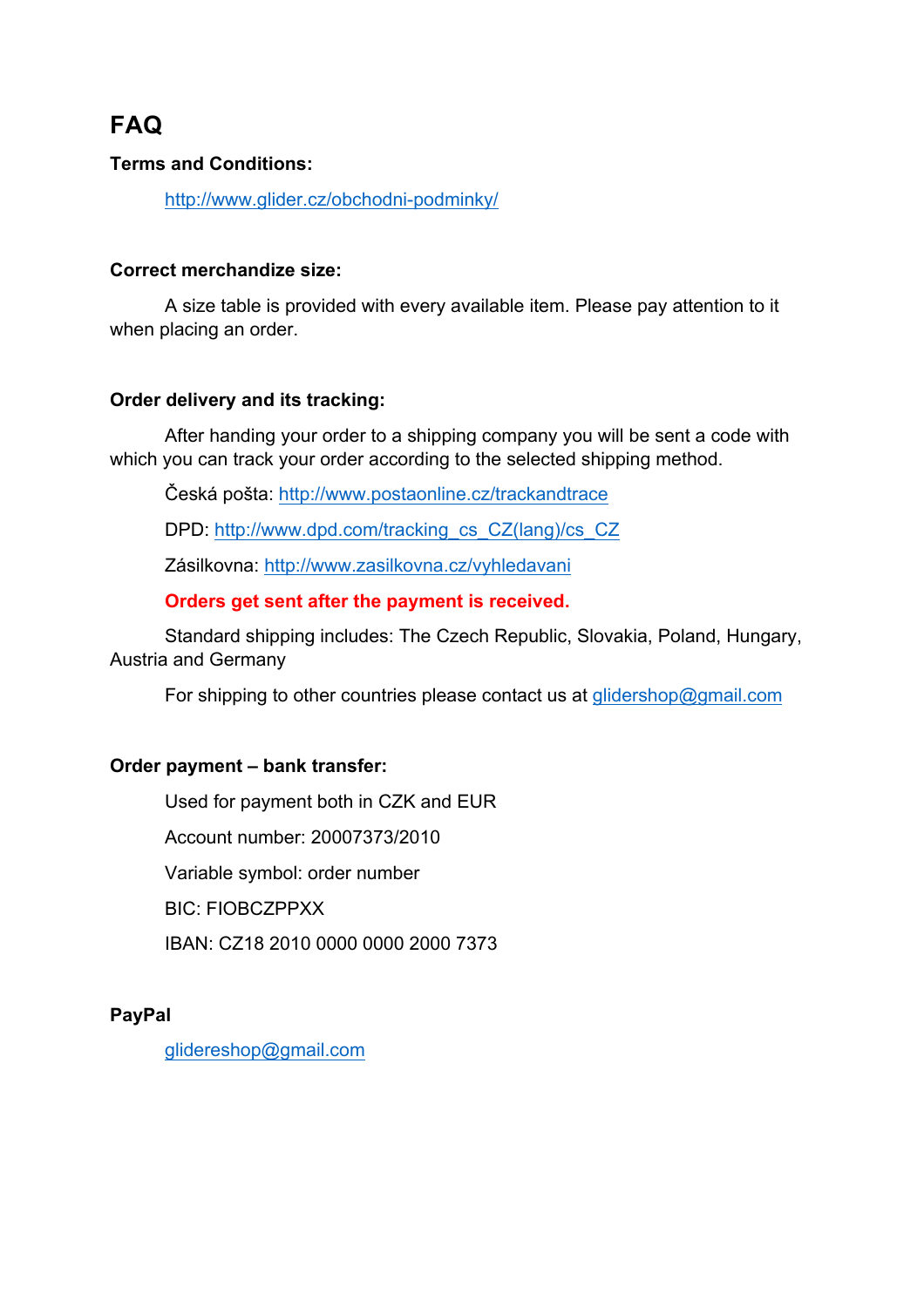# FAQ

**Terms and Conditions:**

http://www.glider.cz/obchodni-podminky/

**Correct merchandize size:**

A size table is provided with every available item. Please pay attention to it when placing an order.

**Order delivery and its tracking:**

After handing your order to a shipping company you will be sent a code with which you can track your order according to the selected shipping method.

Česká pošta: http://www.postaonline.cz/trackandtrace

DPD: http://www.dpd.com/tracking_cs_CZ(lang)/cs_CZ

Zásilkovna: http://www.zasilkovna.cz/vyhledavani

**Orders get sent after the payment is received.**

Standard shipping includes: The Czech Republic, Slovakia, Poland, Hungary, Austria and Germany

For shipping to other countries please contact us at glidershop@gmail.com

**Order payment – bank transfer:**

Used for payment both in CZK and EUR

Account number: 20007373/2010

Variable symbol: order number

BIC: FIOBCZPPXX

IBAN: CZ18 2010 0000 0000 2000 7373

**PayPal**

glidereshop@gmail.com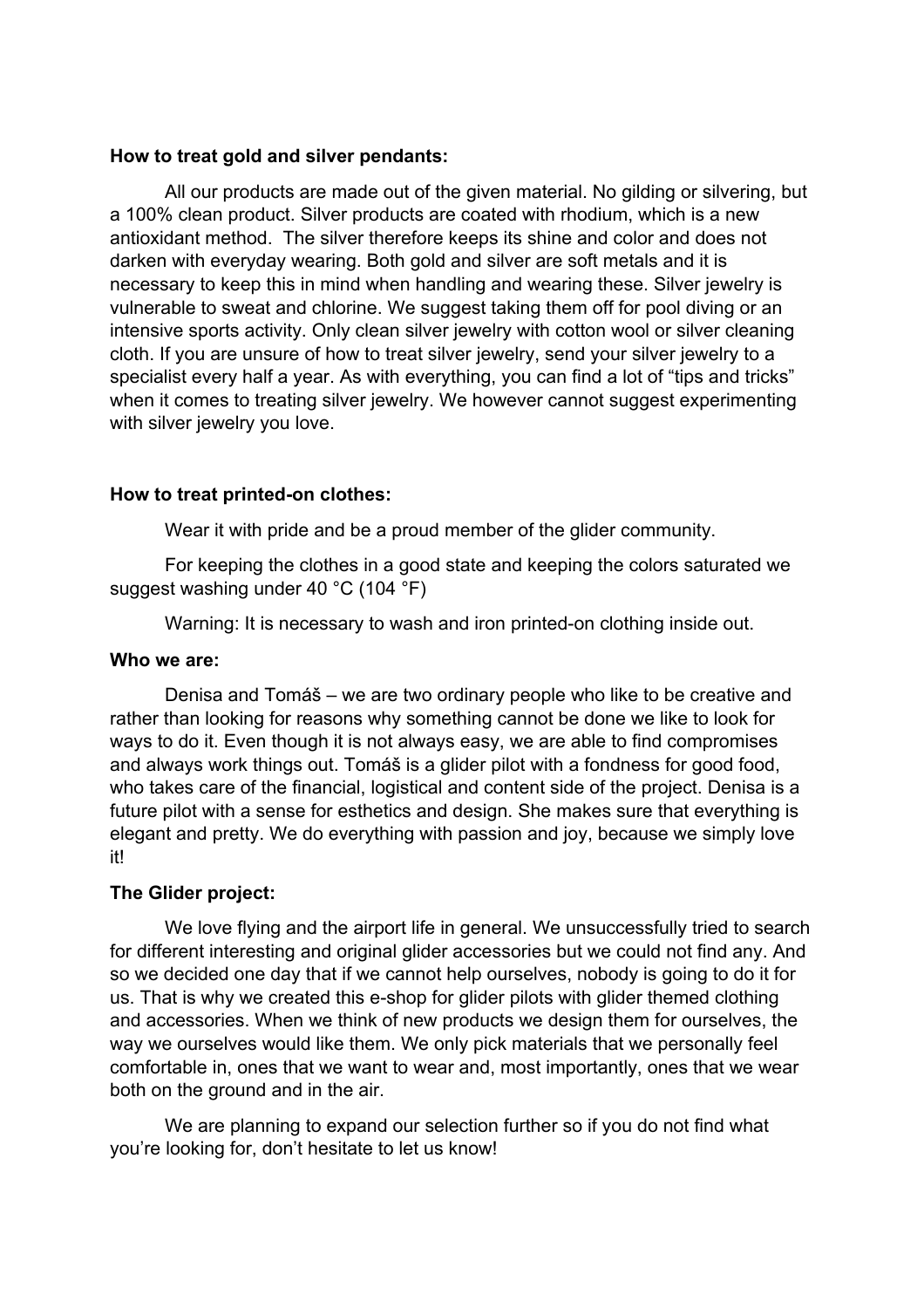**How to treat gold and silver pendants:**

All our products are made out of the given material. No gilding or silvering, but a 100% clean product. Silver products are coated with rhodium, which is a new antioxidant method. The silver therefore keeps its shine and color and does not darken with everyday wearing. Both gold and silver are soft metals and it is necessary to keep this in mind when handling and wearing these. Silver jewelry is vulnerable to sweat and chlorine. We suggest taking them off for pool diving or an intensive sports activity. Only clean silver jewelry with cotton wool or silver cleaning cloth. If you are unsure of how to treat silver jewelry, send your silver jewelry to a specialist every half a year. As with everything, you can find a lot of “tips and tricks” when it comes to treating silver jewelry. We however cannot suggest experimenting with silver jewelry you love.

**How to treat printed-on clothes:**

Wear it with pride and be a proud member of the glider community.

For keeping the clothes in a good state and keeping the colors saturated we suggest washing under 40 °C (104 °F)

Warning: It is necessary to wash and iron printed-on clothing inside out.

**Who we are:**

Denisa and Tomáš – we are two ordinary people who like to be creative and rather than looking for reasons why something cannot be done we like to look for ways to do it. Even though it is not always easy, we are able to find compromises and always work things out. Tomáš is a glider pilot with a fondness for good food, who takes care of the financial, logistical and content side of the project. Denisa is a future pilot with a sense for esthetics and design. She makes sure that everything is elegant and pretty. We do everything with passion and joy, because we simply love it!

**The Glider project:**

We love flying and the airport life in general. We unsuccessfully tried to search for different interesting and original glider accessories but we could not find any. And so we decided one day that if we cannot help ourselves, nobody is going to do it for us. That is why we created this e-shop for glider pilots with glider themed clothing and accessories. When we think of new products we design them for ourselves, the way we ourselves would like them. We only pick materials that we personally feel comfortable in, ones that we want to wear and, most importantly, ones that we wear both on the ground and in the air.

We are planning to expand our selection further so if you do not find what you’re looking for, don’t hesitate to let us know!